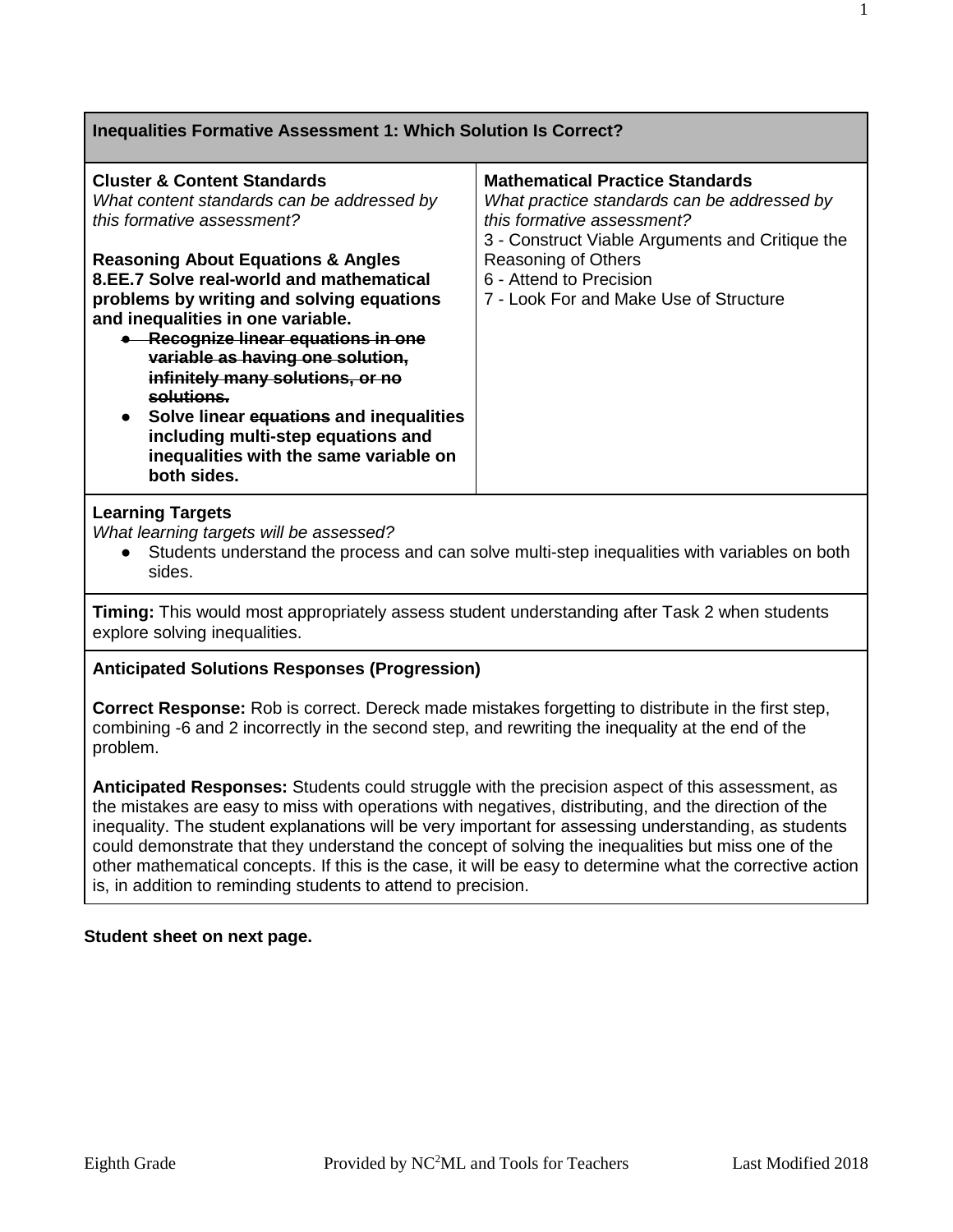## Inequalities Formative Assessment 1: Which Solution Is Correct?

| **Cluster & Content Standards**<br>*What content standards can be addressed by this formative assessment?*<br><br>**Reasoning About Equations & Angles**<br>**8.EE.7 Solve real-world and mathematical problems by writing and solving equations and inequalities in one variable.**<br>• ~~**Recognize linear equations in one variable as having one solution, infinitely many solutions, or no solutions.**~~<br>• **Solve linear ~~equations~~ and inequalities including multi-step equations and inequalities with the same variable on both sides.** | **Mathematical Practice Standards**<br>*What practice standards can be addressed by this formative assessment?*<br>3 - Construct Viable Arguments and Critique the Reasoning of Others<br>6 - Attend to Precision<br>7 - Look For and Make Use of Structure |
| --- | --- |

**Learning Targets**

*What learning targets will be assessed?*

- Students understand the process and can solve multi-step inequalities with variables on both sides.

**Timing:** This would most appropriately assess student understanding after Task 2 when students explore solving inequalities.

**Anticipated Solutions Responses (Progression)**

**Correct Response:** Rob is correct. Dereck made mistakes forgetting to distribute in the first step, combining -6 and 2 incorrectly in the second step, and rewriting the inequality at the end of the problem.

**Anticipated Responses:** Students could struggle with the precision aspect of this assessment, as the mistakes are easy to miss with operations with negatives, distributing, and the direction of the inequality. The student explanations will be very important for assessing understanding, as students could demonstrate that they understand the concept of solving the inequalities but miss one of the other mathematical concepts. If this is the case, it will be easy to determine what the corrective action is, in addition to reminding students to attend to precision.

**Student sheet on next page.**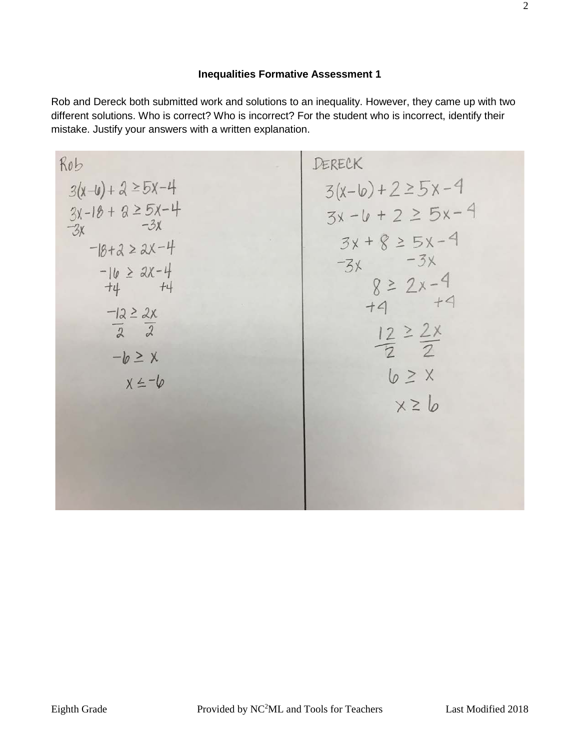### Inequalities Formative Assessment 1

Rob and Dereck both submitted work and solutions to an inequality. However, they came up with two different solutions. Who is correct? Who is incorrect? For the student who is incorrect, identify their mistake. Justify your answers with a written explanation.

| Rob | DERECK |
|---|---|
| $3(x-6)+2 \geq 5x-4$ | $3(x-6)+2 \geq 5x-4$ |
| $3x-18+2 \geq 5x-4$ | $3x-6+2 \geq 5x-4$ |
| $-3x \quad\quad -3x$ | $3x+8 \geq 5x-4$ |
| $-18+2 \geq 2x-4$ | $-3x \quad\quad -3x$ |
| $-16 \geq 2x-4$ | $8 \geq 2x-4$ |
| $+4 \quad\quad +4$ | $+4 \quad\quad +4$ |
| $\frac{-12}{2} \geq \frac{2x}{2}$ | $\frac{12}{2} \geq \frac{2x}{2}$ |
| $-6 \geq x$ | $6 \geq x$ |
| $x \leq -6$ | $x \geq 6$ |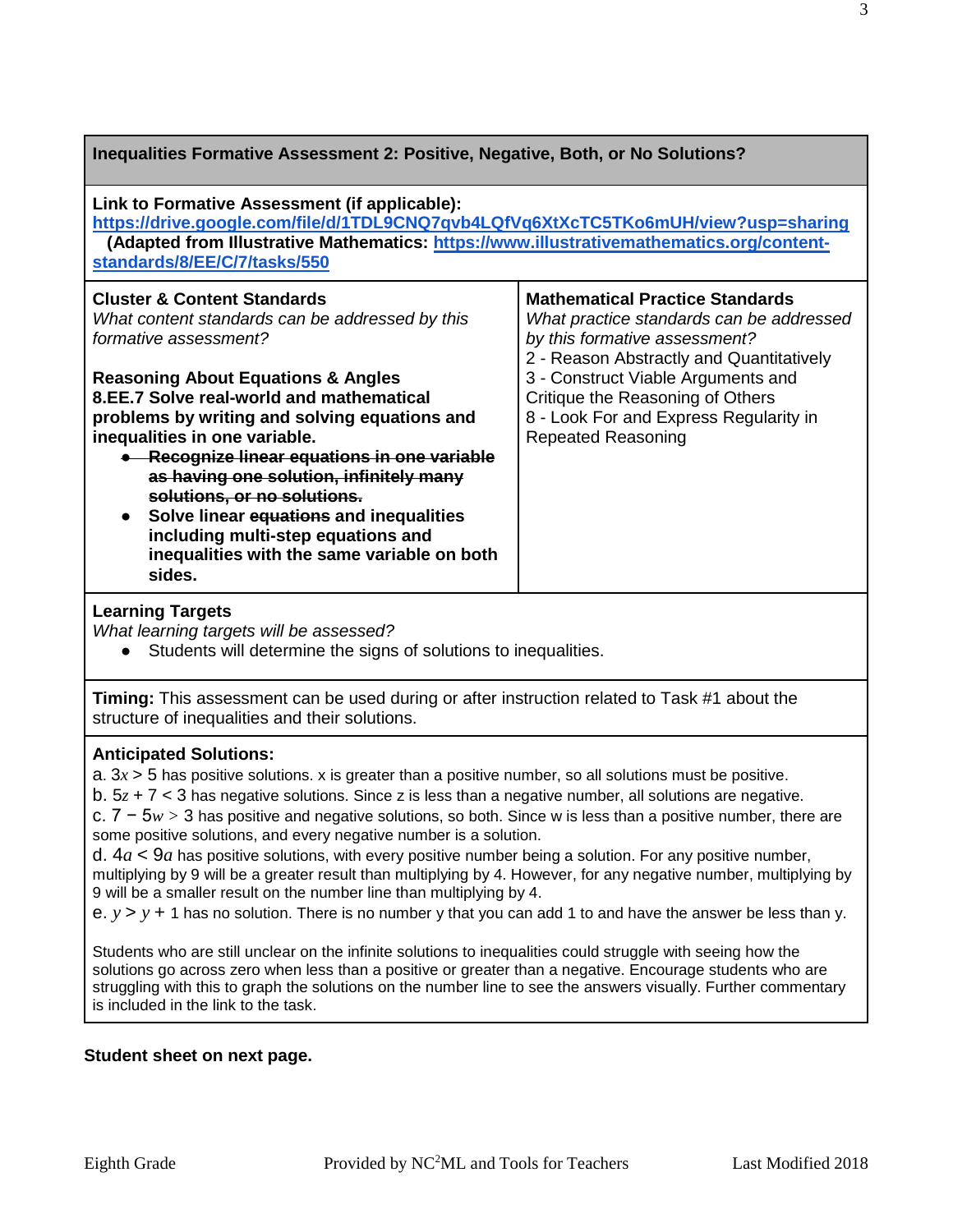## Inequalities Formative Assessment 2: Positive, Negative, Both, or No Solutions?

**Link to Formative Assessment (if applicable):**
**https://drive.google.com/file/d/1TDL9CNQ7qvb4LQfVq6XtXcTC5TKo6mUH/view?usp=sharing**
**(Adapted from Illustrative Mathematics: https://www.illustrativemathematics.org/content-standards/8/EE/C/7/tasks/550)**

| **Cluster & Content Standards**<br>*What content standards can be addressed by this formative assessment?*<br><br>**Reasoning About Equations & Angles**<br>**8.EE.7 Solve real-world and mathematical problems by writing and solving equations and inequalities in one variable.**<br>• ~~**Recognize linear equations in one variable as having one solution, infinitely many solutions, or no solutions.**~~<br>• **Solve linear ~~equations~~ and inequalities including multi-step equations and inequalities with the same variable on both sides.** | **Mathematical Practice Standards**<br>*What practice standards can be addressed by this formative assessment?*<br>2 - Reason Abstractly and Quantitatively<br>3 - Construct Viable Arguments and Critique the Reasoning of Others<br>8 - Look For and Express Regularity in Repeated Reasoning |
|---|---|

**Learning Targets**
*What learning targets will be assessed?*

- Students will determine the signs of solutions to inequalities.

**Timing:** This assessment can be used during or after instruction related to Task #1 about the structure of inequalities and their solutions.

**Anticipated Solutions:**

a. $3x > 5$ has positive solutions. x is greater than a positive number, so all solutions must be positive.

b. $5z + 7 < 3$ has negative solutions. Since z is less than a negative number, all solutions are negative.

c. $7 - 5w > 3$ has positive and negative solutions, so both. Since w is less than a positive number, there are some positive solutions, and every negative number is a solution.

d. $4a < 9a$ has positive solutions, with every positive number being a solution. For any positive number, multiplying by 9 will be a greater result than multiplying by 4. However, for any negative number, multiplying by 9 will be a smaller result on the number line than multiplying by 4.

e. $y > y + 1$ has no solution. There is no number y that you can add 1 to and have the answer be less than y.

Students who are still unclear on the infinite solutions to inequalities could struggle with seeing how the solutions go across zero when less than a positive or greater than a negative. Encourage students who are struggling with this to graph the solutions on the number line to see the answers visually. Further commentary is included in the link to the task.

**Student sheet on next page.**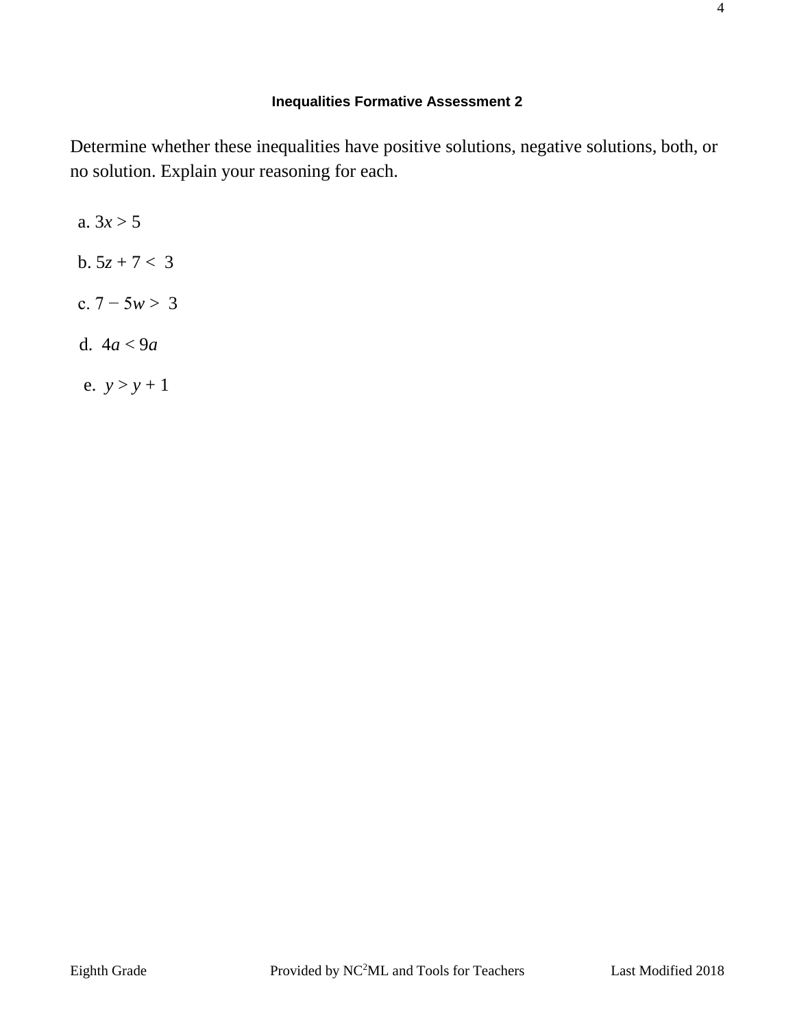### Inequalities Formative Assessment 2

Determine whether these inequalities have positive solutions, negative solutions, both, or no solution. Explain your reasoning for each.

a. $3x > 5$

b. $5z + 7 < 3$

c. $7 - 5w > 3$

d. $4a < 9a$

e. $y > y + 1$